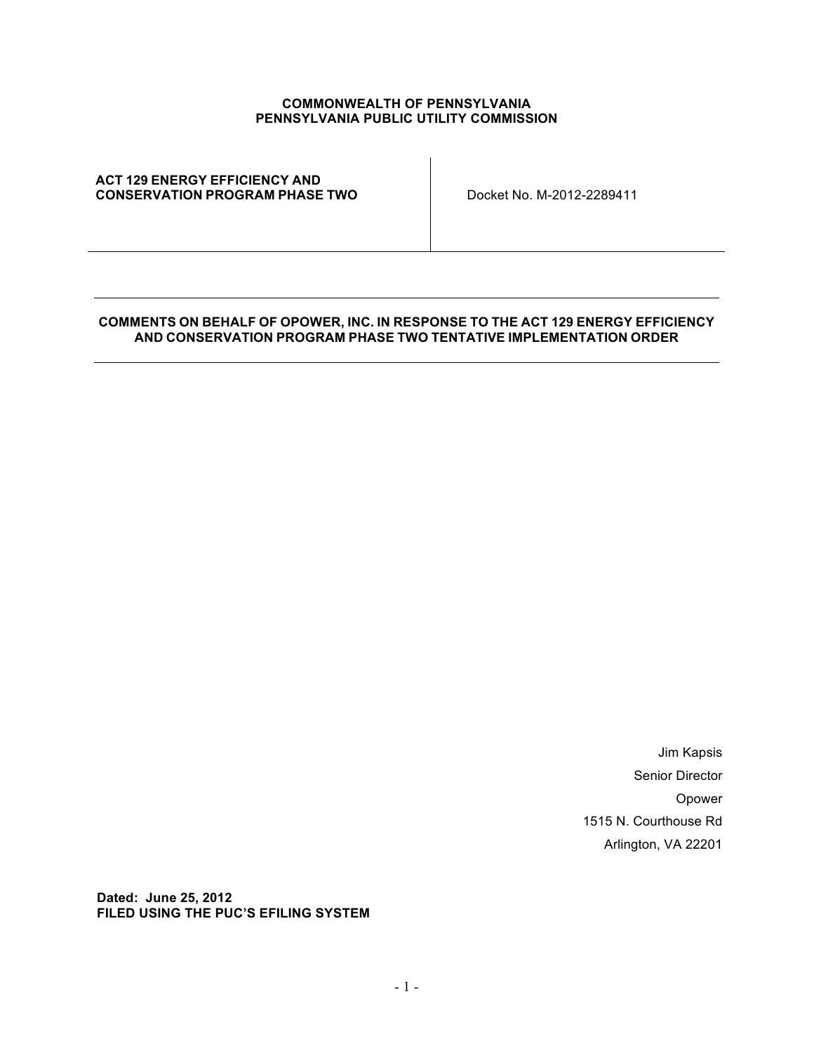**COMMONWEALTH OF PENNSYLVANIA**
**PENNSYLVANIA PUBLIC UTILITY COMMISSION**

| ACT 129 ENERGY EFFICIENCY AND CONSERVATION PROGRAM PHASE TWO | Docket No. M-2012-2289411 |
|---|---|

**COMMENTS ON BEHALF OF OPOWER, INC. IN RESPONSE TO THE ACT 129 ENERGY EFFICIENCY AND CONSERVATION PROGRAM PHASE TWO TENTATIVE IMPLEMENTATION ORDER**

Jim Kapsis
Senior Director
Opower
1515 N. Courthouse Rd
Arlington, VA 22201

**Dated: June 25, 2012**
**FILED USING THE PUC'S EFILING SYSTEM**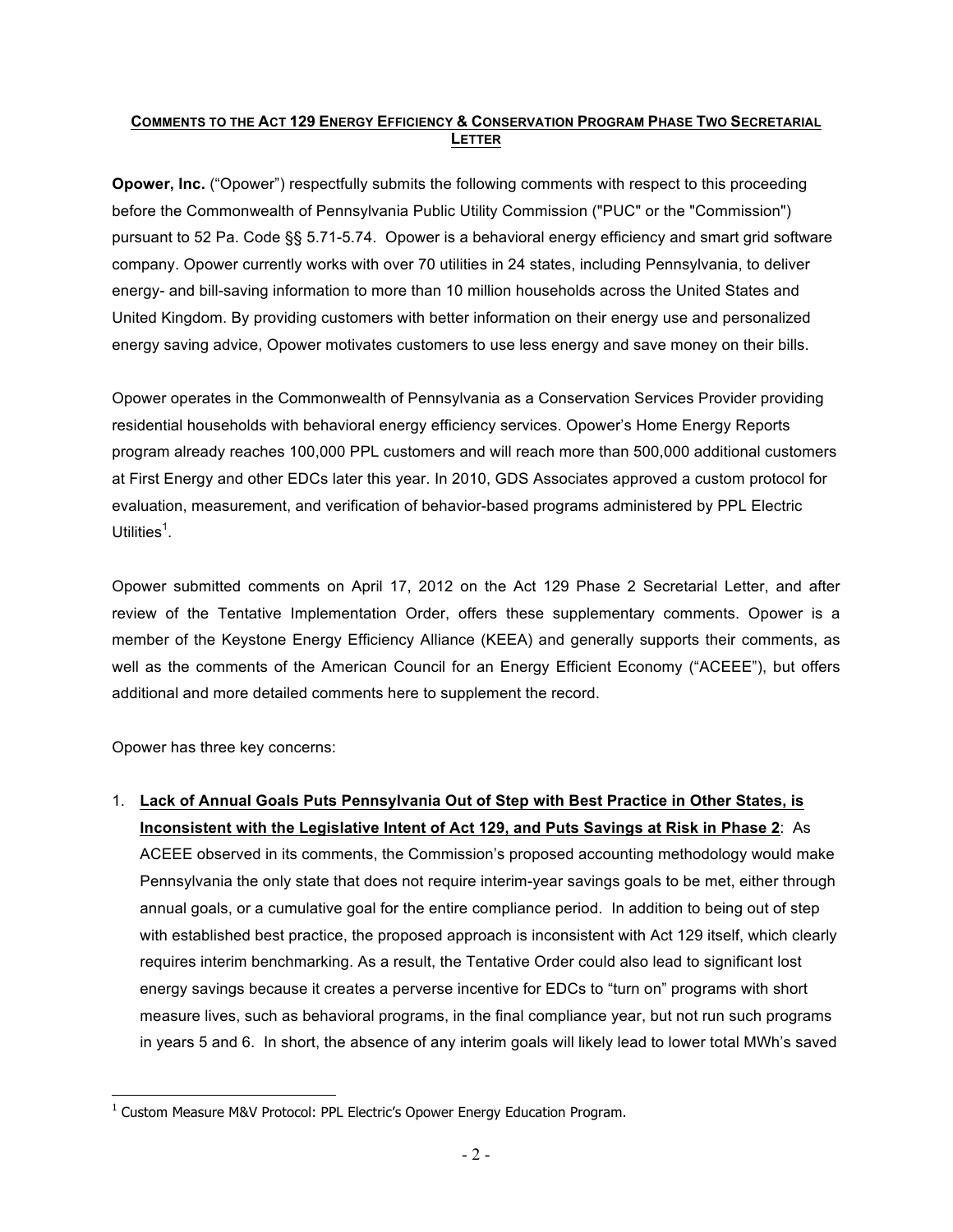**COMMENTS TO THE ACT 129 ENERGY EFFICIENCY & CONSERVATION PROGRAM PHASE TWO SECRETARIAL LETTER**

**Opower, Inc.** ("Opower") respectfully submits the following comments with respect to this proceeding before the Commonwealth of Pennsylvania Public Utility Commission ("PUC" or the "Commission") pursuant to 52 Pa. Code §§ 5.71-5.74. Opower is a behavioral energy efficiency and smart grid software company. Opower currently works with over 70 utilities in 24 states, including Pennsylvania, to deliver energy- and bill-saving information to more than 10 million households across the United States and United Kingdom. By providing customers with better information on their energy use and personalized energy saving advice, Opower motivates customers to use less energy and save money on their bills.

Opower operates in the Commonwealth of Pennsylvania as a Conservation Services Provider providing residential households with behavioral energy efficiency services. Opower's Home Energy Reports program already reaches 100,000 PPL customers and will reach more than 500,000 additional customers at First Energy and other EDCs later this year. In 2010, GDS Associates approved a custom protocol for evaluation, measurement, and verification of behavior-based programs administered by PPL Electric Utilities[1].

Opower submitted comments on April 17, 2012 on the Act 129 Phase 2 Secretarial Letter, and after review of the Tentative Implementation Order, offers these supplementary comments. Opower is a member of the Keystone Energy Efficiency Alliance (KEEA) and generally supports their comments, as well as the comments of the American Council for an Energy Efficient Economy ("ACEEE"), but offers additional and more detailed comments here to supplement the record.

Opower has three key concerns:

1. **Lack of Annual Goals Puts Pennsylvania Out of Step with Best Practice in Other States, is Inconsistent with the Legislative Intent of Act 129, and Puts Savings at Risk in Phase 2**: As ACEEE observed in its comments, the Commission's proposed accounting methodology would make Pennsylvania the only state that does not require interim-year savings goals to be met, either through annual goals, or a cumulative goal for the entire compliance period. In addition to being out of step with established best practice, the proposed approach is inconsistent with Act 129 itself, which clearly requires interim benchmarking. As a result, the Tentative Order could also lead to significant lost energy savings because it creates a perverse incentive for EDCs to "turn on" programs with short measure lives, such as behavioral programs, in the final compliance year, but not run such programs in years 5 and 6. In short, the absence of any interim goals will likely lead to lower total MWh's saved

[1] Custom Measure M&V Protocol: PPL Electric's Opower Energy Education Program.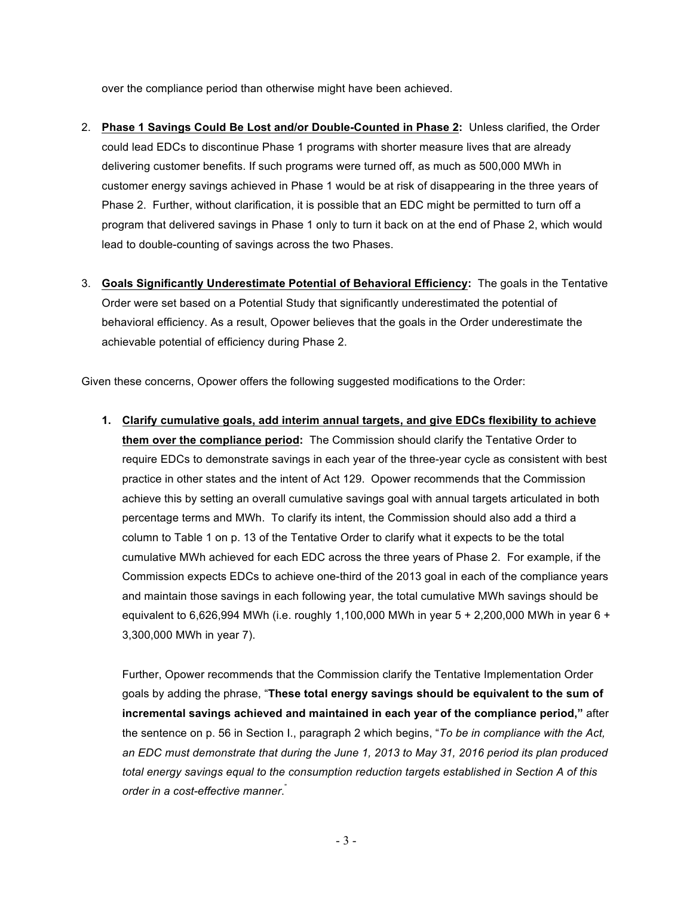over the compliance period than otherwise might have been achieved.

2. **<u>Phase 1 Savings Could Be Lost and/or Double-Counted in Phase 2</u>:** Unless clarified, the Order could lead EDCs to discontinue Phase 1 programs with shorter measure lives that are already delivering customer benefits. If such programs were turned off, as much as 500,000 MWh in customer energy savings achieved in Phase 1 would be at risk of disappearing in the three years of Phase 2. Further, without clarification, it is possible that an EDC might be permitted to turn off a program that delivered savings in Phase 1 only to turn it back on at the end of Phase 2, which would lead to double-counting of savings across the two Phases.

3. **<u>Goals Significantly Underestimate Potential of Behavioral Efficiency</u>:** The goals in the Tentative Order were set based on a Potential Study that significantly underestimated the potential of behavioral efficiency. As a result, Opower believes that the goals in the Order underestimate the achievable potential of efficiency during Phase 2.

Given these concerns, Opower offers the following suggested modifications to the Order:

1. **<u>Clarify cumulative goals, add interim annual targets, and give EDCs flexibility to achieve them over the compliance period</u>:** The Commission should clarify the Tentative Order to require EDCs to demonstrate savings in each year of the three-year cycle as consistent with best practice in other states and the intent of Act 129. Opower recommends that the Commission achieve this by setting an overall cumulative savings goal with annual targets articulated in both percentage terms and MWh. To clarify its intent, the Commission should also add a third a column to Table 1 on p. 13 of the Tentative Order to clarify what it expects to be the total cumulative MWh achieved for each EDC across the three years of Phase 2. For example, if the Commission expects EDCs to achieve one-third of the 2013 goal in each of the compliance years and maintain those savings in each following year, the total cumulative MWh savings should be equivalent to 6,626,994 MWh (i.e. roughly 1,100,000 MWh in year 5 + 2,200,000 MWh in year 6 + 3,300,000 MWh in year 7).

   Further, Opower recommends that the Commission clarify the Tentative Implementation Order goals by adding the phrase, "**These total energy savings should be equivalent to the sum of incremental savings achieved and maintained in each year of the compliance period,**" after the sentence on p. 56 in Section I., paragraph 2 which begins, "*To be in compliance with the Act, an EDC must demonstrate that during the June 1, 2013 to May 31, 2016 period its plan produced total energy savings equal to the consumption reduction targets established in Section A of this order in a cost-effective manner*."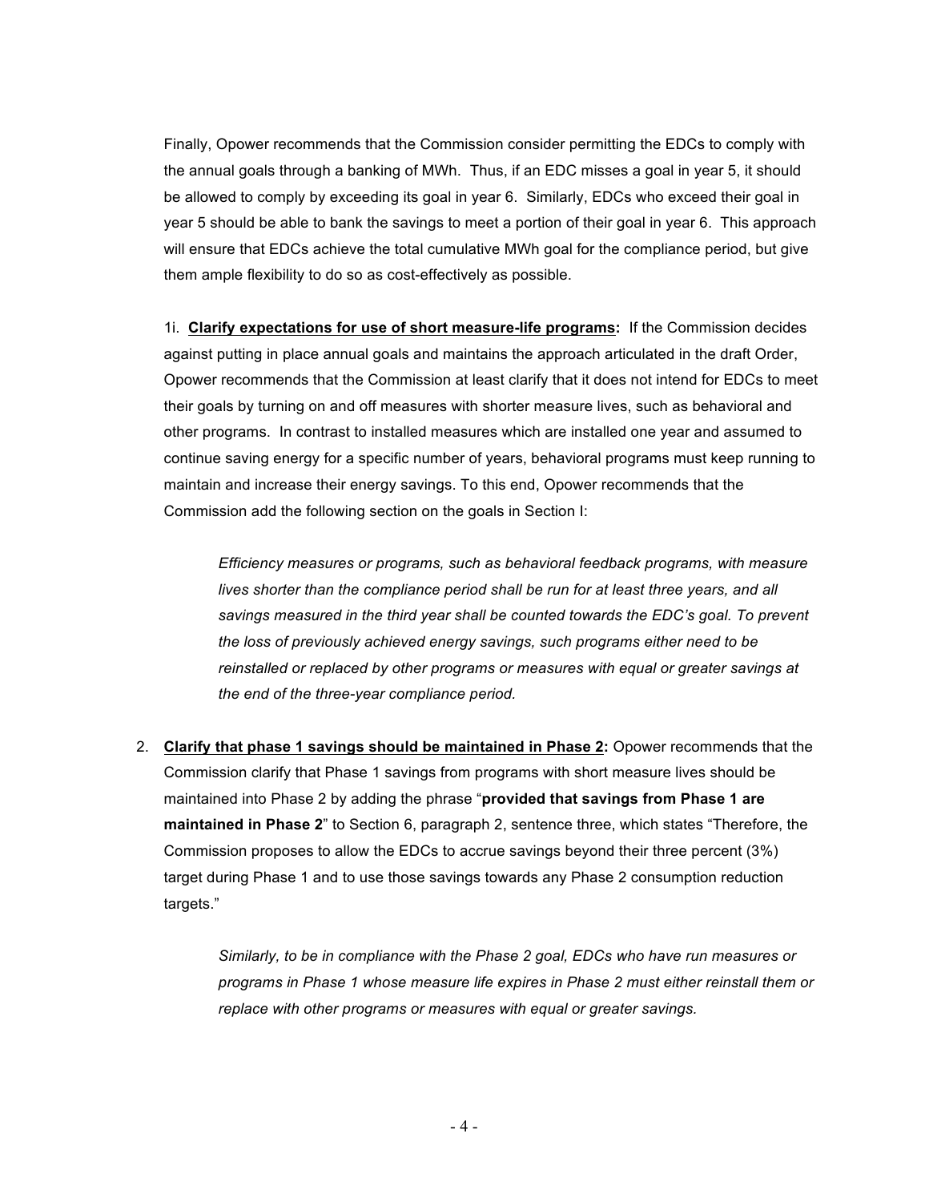Finally, Opower recommends that the Commission consider permitting the EDCs to comply with the annual goals through a banking of MWh. Thus, if an EDC misses a goal in year 5, it should be allowed to comply by exceeding its goal in year 6. Similarly, EDCs who exceed their goal in year 5 should be able to bank the savings to meet a portion of their goal in year 6. This approach will ensure that EDCs achieve the total cumulative MWh goal for the compliance period, but give them ample flexibility to do so as cost-effectively as possible.

1i. **Clarify expectations for use of short measure-life programs:** If the Commission decides against putting in place annual goals and maintains the approach articulated in the draft Order, Opower recommends that the Commission at least clarify that it does not intend for EDCs to meet their goals by turning on and off measures with shorter measure lives, such as behavioral and other programs. In contrast to installed measures which are installed one year and assumed to continue saving energy for a specific number of years, behavioral programs must keep running to maintain and increase their energy savings. To this end, Opower recommends that the Commission add the following section on the goals in Section I:

> *Efficiency measures or programs, such as behavioral feedback programs, with measure lives shorter than the compliance period shall be run for at least three years, and all savings measured in the third year shall be counted towards the EDC's goal. To prevent the loss of previously achieved energy savings, such programs either need to be reinstalled or replaced by other programs or measures with equal or greater savings at the end of the three-year compliance period.*

2. **Clarify that phase 1 savings should be maintained in Phase 2:** Opower recommends that the Commission clarify that Phase 1 savings from programs with short measure lives should be maintained into Phase 2 by adding the phrase "**provided that savings from Phase 1 are maintained in Phase 2**" to Section 6, paragraph 2, sentence three, which states "Therefore, the Commission proposes to allow the EDCs to accrue savings beyond their three percent (3%) target during Phase 1 and to use those savings towards any Phase 2 consumption reduction targets."

> *Similarly, to be in compliance with the Phase 2 goal, EDCs who have run measures or programs in Phase 1 whose measure life expires in Phase 2 must either reinstall them or replace with other programs or measures with equal or greater savings.*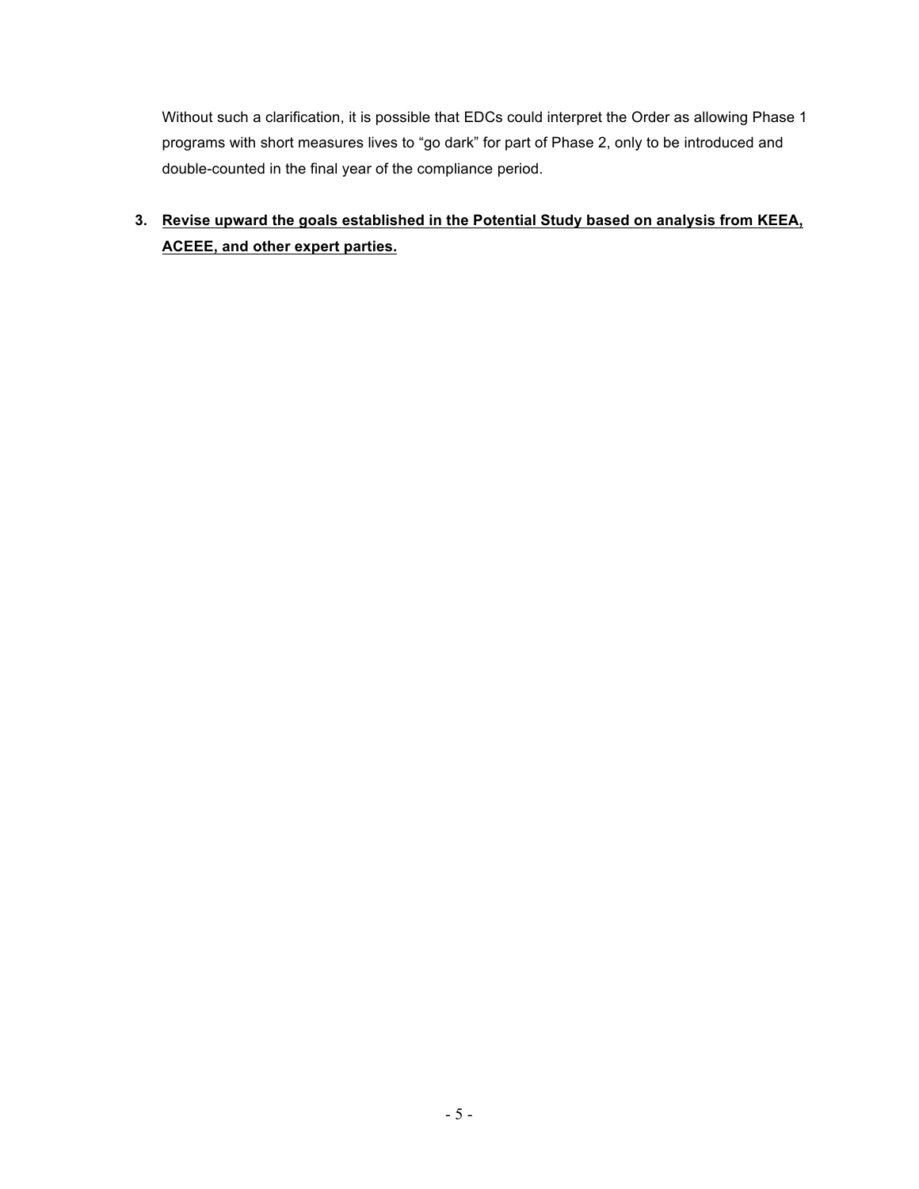Without such a clarification, it is possible that EDCs could interpret the Order as allowing Phase 1 programs with short measures lives to "go dark" for part of Phase 2, only to be introduced and double-counted in the final year of the compliance period.

3. **<u>Revise upward the goals established in the Potential Study based on analysis from KEEA, ACEEE, and other expert parties.</u>**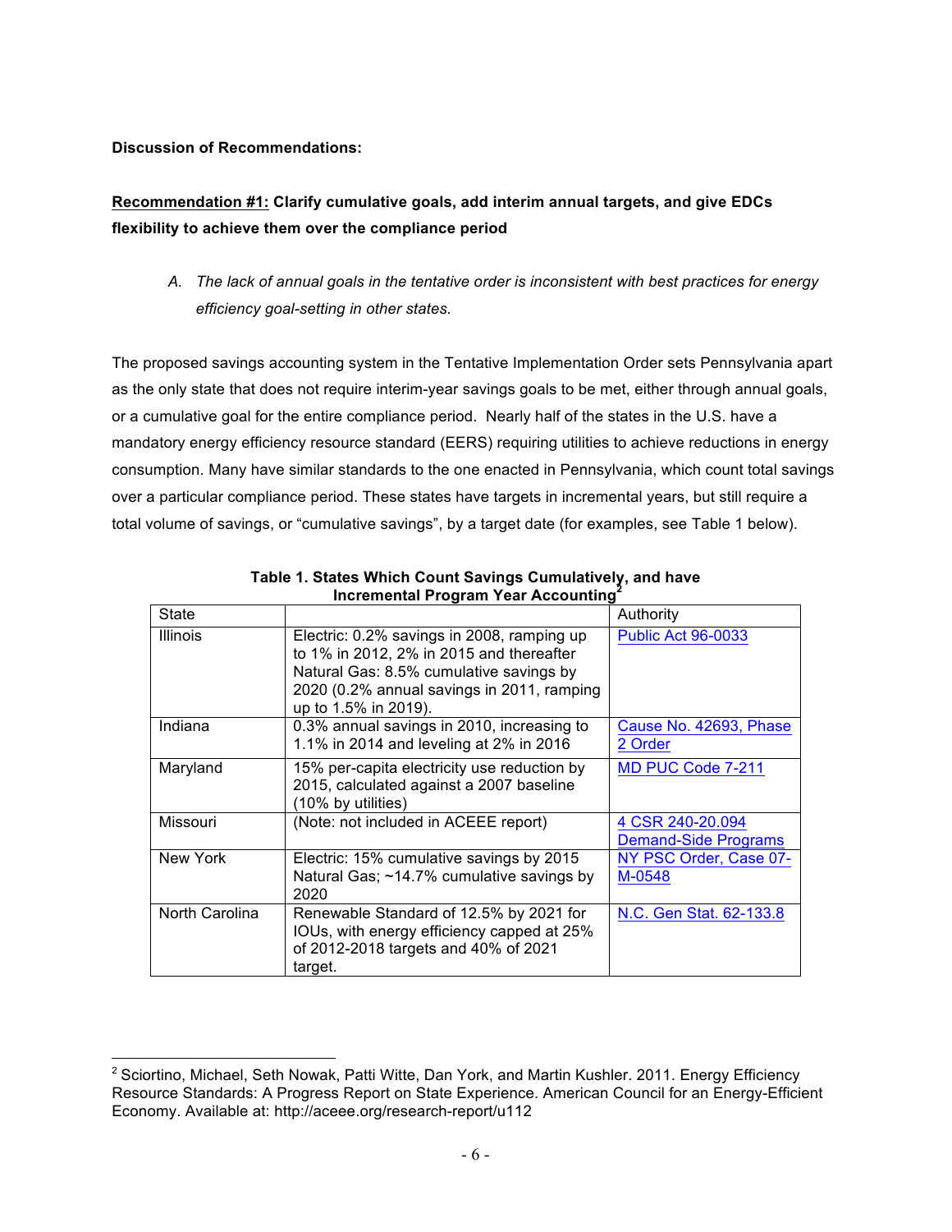**Discussion of Recommendations:**

**Recommendation #1: Clarify cumulative goals, add interim annual targets, and give EDCs flexibility to achieve them over the compliance period**

*A. The lack of annual goals in the tentative order is inconsistent with best practices for energy efficiency goal-setting in other states.*

The proposed savings accounting system in the Tentative Implementation Order sets Pennsylvania apart as the only state that does not require interim-year savings goals to be met, either through annual goals, or a cumulative goal for the entire compliance period. Nearly half of the states in the U.S. have a mandatory energy efficiency resource standard (EERS) requiring utilities to achieve reductions in energy consumption. Many have similar standards to the one enacted in Pennsylvania, which count total savings over a particular compliance period. These states have targets in incremental years, but still require a total volume of savings, or "cumulative savings", by a target date (for examples, see Table 1 below).

**Table 1. States Which Count Savings Cumulatively, and have Incremental Program Year Accounting**[2]

| State | | Authority |
|---|---|---|
| Illinois | Electric: 0.2% savings in 2008, ramping up to 1% in 2012, 2% in 2015 and thereafter Natural Gas: 8.5% cumulative savings by 2020 (0.2% annual savings in 2011, ramping up to 1.5% in 2019). | Public Act 96-0033 |
| Indiana | 0.3% annual savings in 2010, increasing to 1.1% in 2014 and leveling at 2% in 2016 | Cause No. 42693, Phase 2 Order |
| Maryland | 15% per-capita electricity use reduction by 2015, calculated against a 2007 baseline (10% by utilities) | MD PUC Code 7-211 |
| Missouri | (Note: not included in ACEEE report) | 4 CSR 240-20.094 Demand-Side Programs |
| New York | Electric: 15% cumulative savings by 2015 Natural Gas; ~14.7% cumulative savings by 2020 | NY PSC Order, Case 07-M-0548 |
| North Carolina | Renewable Standard of 12.5% by 2021 for IOUs, with energy efficiency capped at 25% of 2012-2018 targets and 40% of 2021 target. | N.C. Gen Stat. 62-133.8 |

[2] Sciortino, Michael, Seth Nowak, Patti Witte, Dan York, and Martin Kushler. 2011. Energy Efficiency Resource Standards: A Progress Report on State Experience. American Council for an Energy-Efficient Economy. Available at: http://aceee.org/research-report/u112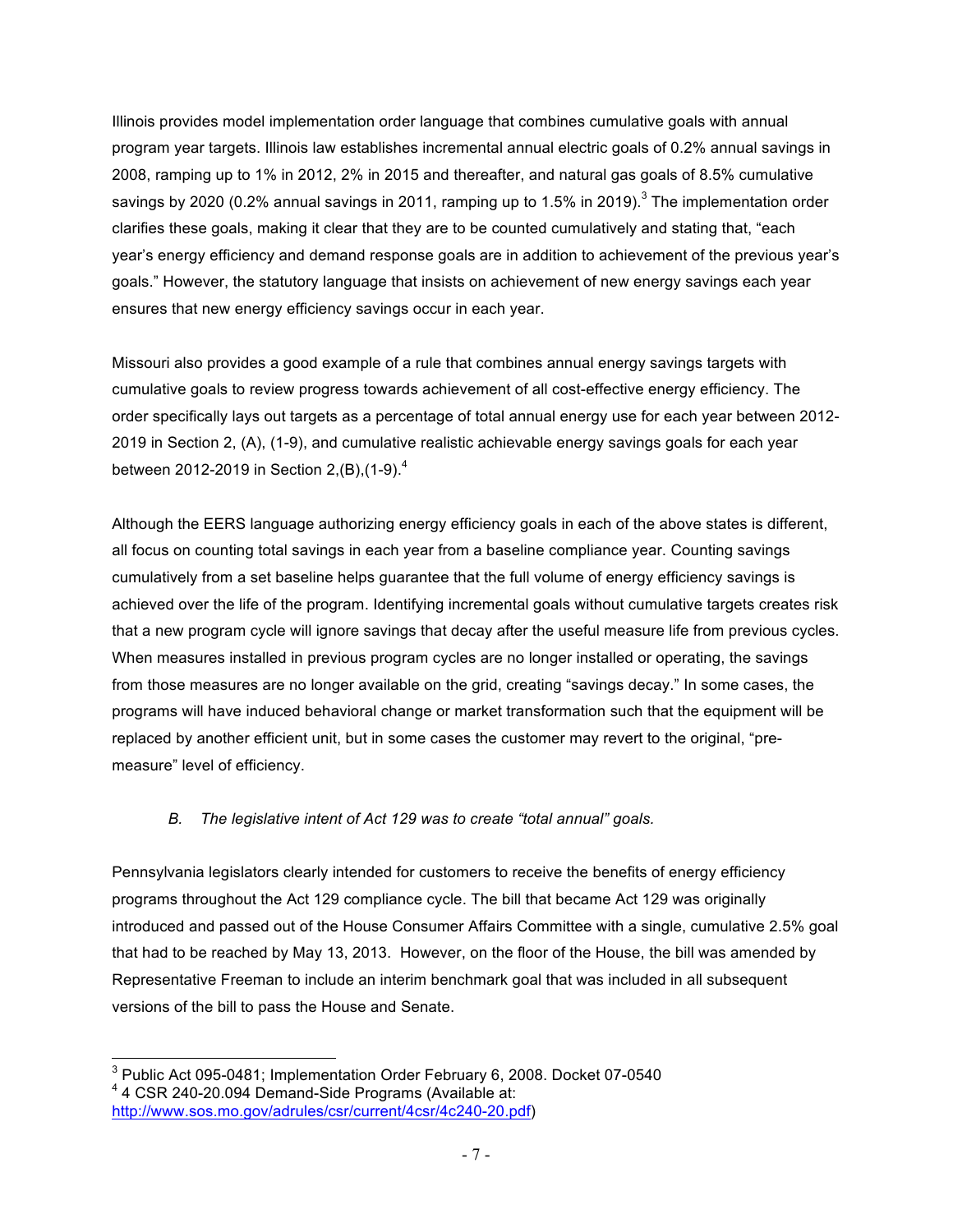Illinois provides model implementation order language that combines cumulative goals with annual program year targets. Illinois law establishes incremental annual electric goals of 0.2% annual savings in 2008, ramping up to 1% in 2012, 2% in 2015 and thereafter, and natural gas goals of 8.5% cumulative savings by 2020 (0.2% annual savings in 2011, ramping up to 1.5% in 2019).[3] The implementation order clarifies these goals, making it clear that they are to be counted cumulatively and stating that, "each year's energy efficiency and demand response goals are in addition to achievement of the previous year's goals." However, the statutory language that insists on achievement of new energy savings each year ensures that new energy efficiency savings occur in each year.

Missouri also provides a good example of a rule that combines annual energy savings targets with cumulative goals to review progress towards achievement of all cost-effective energy efficiency. The order specifically lays out targets as a percentage of total annual energy use for each year between 2012-2019 in Section 2, (A), (1-9), and cumulative realistic achievable energy savings goals for each year between 2012-2019 in Section 2,(B),(1-9).[4]

Although the EERS language authorizing energy efficiency goals in each of the above states is different, all focus on counting total savings in each year from a baseline compliance year. Counting savings cumulatively from a set baseline helps guarantee that the full volume of energy efficiency savings is achieved over the life of the program. Identifying incremental goals without cumulative targets creates risk that a new program cycle will ignore savings that decay after the useful measure life from previous cycles. When measures installed in previous program cycles are no longer installed or operating, the savings from those measures are no longer available on the grid, creating "savings decay." In some cases, the programs will have induced behavioral change or market transformation such that the equipment will be replaced by another efficient unit, but in some cases the customer may revert to the original, "pre-measure" level of efficiency.

### *B. The legislative intent of Act 129 was to create "total annual" goals.*

Pennsylvania legislators clearly intended for customers to receive the benefits of energy efficiency programs throughout the Act 129 compliance cycle. The bill that became Act 129 was originally introduced and passed out of the House Consumer Affairs Committee with a single, cumulative 2.5% goal that had to be reached by May 13, 2013. However, on the floor of the House, the bill was amended by Representative Freeman to include an interim benchmark goal that was included in all subsequent versions of the bill to pass the House and Senate.

---

[3] Public Act 095-0481; Implementation Order February 6, 2008. Docket 07-0540

[4] 4 CSR 240-20.094 Demand-Side Programs (Available at: http://www.sos.mo.gov/adrules/csr/current/4csr/4c240-20.pdf)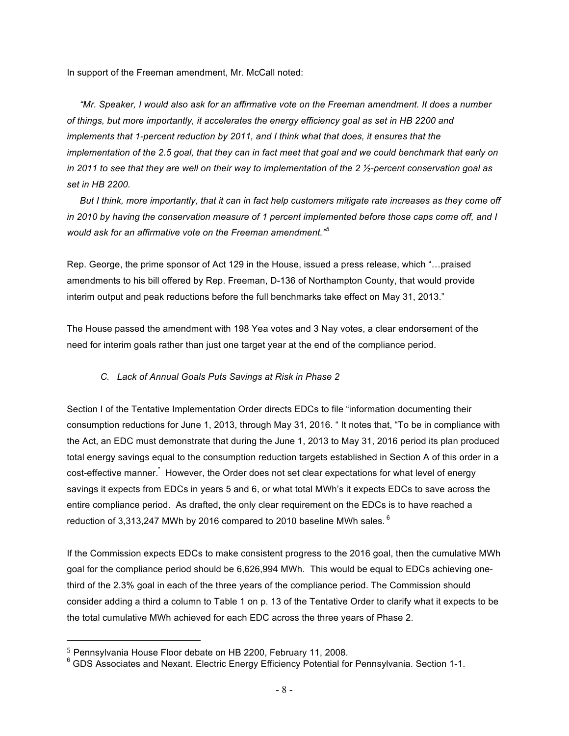In support of the Freeman amendment, Mr. McCall noted:

> *"Mr. Speaker, I would also ask for an affirmative vote on the Freeman amendment. It does a number of things, but more importantly, it accelerates the energy efficiency goal as set in HB 2200 and implements that 1-percent reduction by 2011, and I think what that does, it ensures that the implementation of the 2.5 goal, that they can in fact meet that goal and we could benchmark that early on in 2011 to see that they are well on their way to implementation of the 2 ½-percent conservation goal as set in HB 2200.*
>
> *But I think, more importantly, that it can in fact help customers mitigate rate increases as they come off in 2010 by having the conservation measure of 1 percent implemented before those caps come off, and I would ask for an affirmative vote on the Freeman amendment."*[5]

Rep. George, the prime sponsor of Act 129 in the House, issued a press release, which "…praised amendments to his bill offered by Rep. Freeman, D-136 of Northampton County, that would provide interim output and peak reductions before the full benchmarks take effect on May 31, 2013."

The House passed the amendment with 198 Yea votes and 3 Nay votes, a clear endorsement of the need for interim goals rather than just one target year at the end of the compliance period.

### *C. Lack of Annual Goals Puts Savings at Risk in Phase 2*

Section I of the Tentative Implementation Order directs EDCs to file "information documenting their consumption reductions for June 1, 2013, through May 31, 2016. " It notes that, "To be in compliance with the Act, an EDC must demonstrate that during the June 1, 2013 to May 31, 2016 period its plan produced total energy savings equal to the consumption reduction targets established in Section A of this order in a cost-effective manner." However, the Order does not set clear expectations for what level of energy savings it expects from EDCs in years 5 and 6, or what total MWh's it expects EDCs to save across the entire compliance period. As drafted, the only clear requirement on the EDCs is to have reached a reduction of 3,313,247 MWh by 2016 compared to 2010 baseline MWh sales.[6]

If the Commission expects EDCs to make consistent progress to the 2016 goal, then the cumulative MWh goal for the compliance period should be 6,626,994 MWh. This would be equal to EDCs achieving one-third of the 2.3% goal in each of the three years of the compliance period. The Commission should consider adding a third a column to Table 1 on p. 13 of the Tentative Order to clarify what it expects to be the total cumulative MWh achieved for each EDC across the three years of Phase 2.

---

[5] Pennsylvania House Floor debate on HB 2200, February 11, 2008.

[6] GDS Associates and Nexant. Electric Energy Efficiency Potential for Pennsylvania. Section 1-1.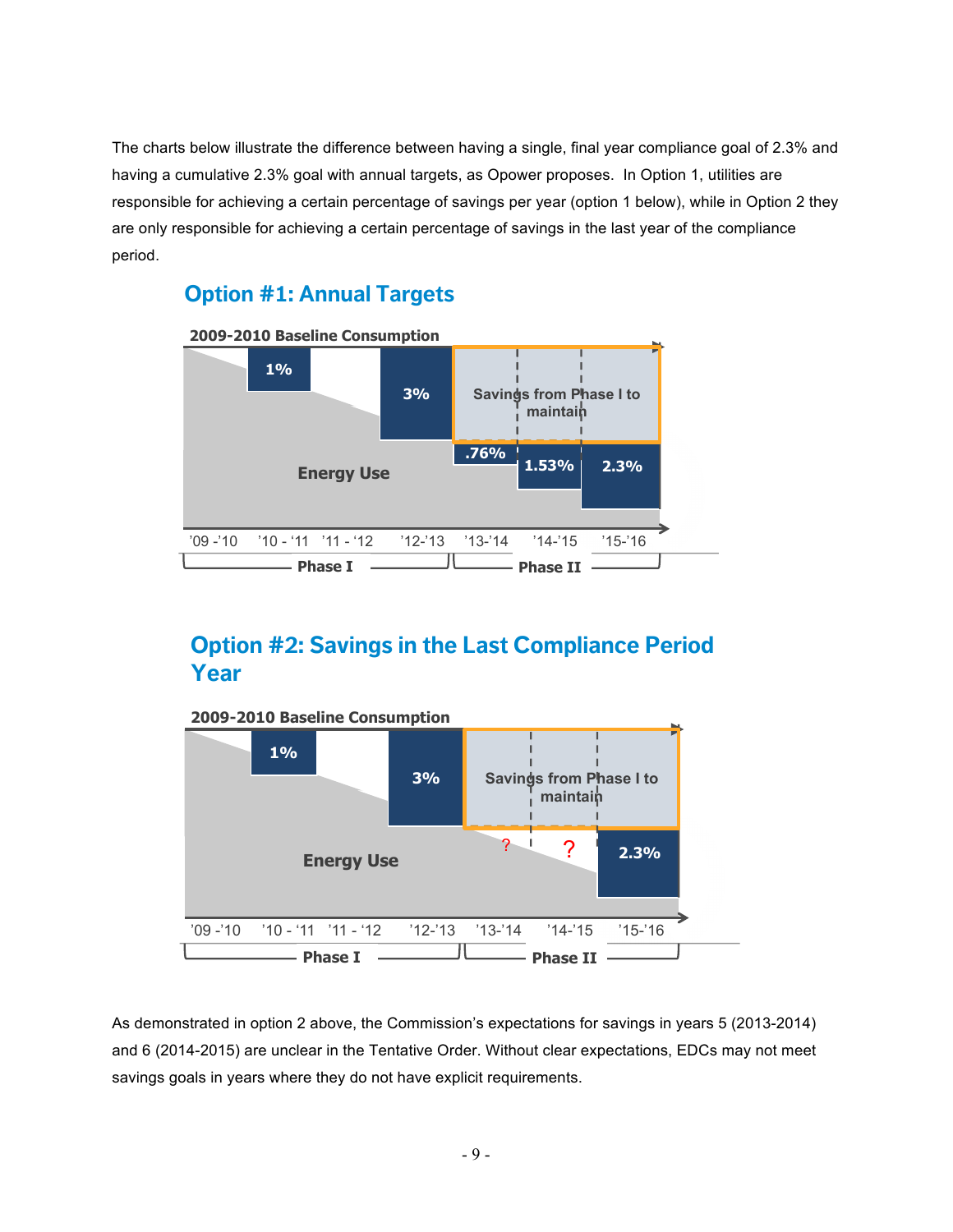The charts below illustrate the difference between having a single, final year compliance goal of 2.3% and having a cumulative 2.3% goal with annual targets, as Opower proposes. In Option 1, utilities are responsible for achieving a certain percentage of savings per year (option 1 below), while in Option 2 they are only responsible for achieving a certain percentage of savings in the last year of the compliance period.

## Option #1: Annual Targets

2009-2010 Baseline Consumption

1% | 3% | Savings from Phase I to maintain | .76% | 1.53% | 2.3%

Energy Use

'09 -'10 | '10 - '11 | '11 - '12 | '12-'13 | '13-'14 | '14-'15 | '15-'16

Phase I | Phase II

## Option #2: Savings in the Last Compliance Period Year

2009-2010 Baseline Consumption

1% | 3% | Savings from Phase I to maintain | ? | ? | 2.3%

Energy Use

'09 -'10 | '10 - '11 | '11 - '12 | '12-'13 | '13-'14 | '14-'15 | '15-'16

Phase I | Phase II

As demonstrated in option 2 above, the Commission's expectations for savings in years 5 (2013-2014) and 6 (2014-2015) are unclear in the Tentative Order. Without clear expectations, EDCs may not meet savings goals in years where they do not have explicit requirements.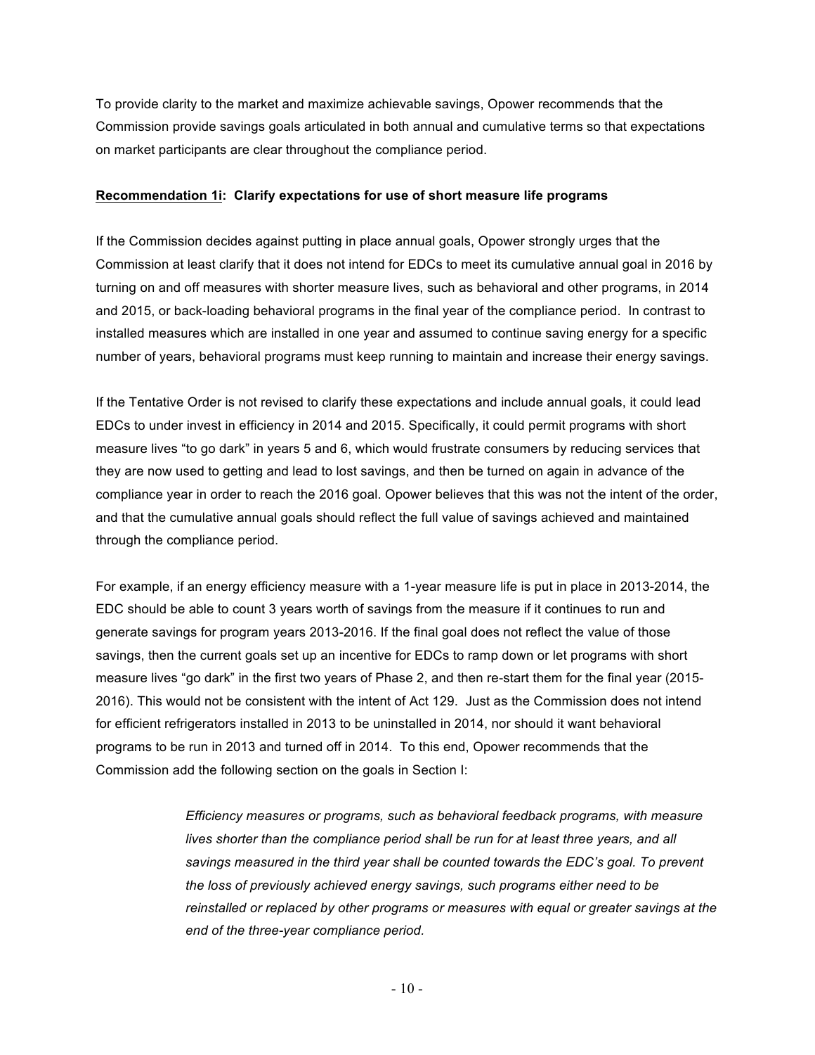To provide clarity to the market and maximize achievable savings, Opower recommends that the Commission provide savings goals articulated in both annual and cumulative terms so that expectations on market participants are clear throughout the compliance period.

**<u>Recommendation 1i</u>: Clarify expectations for use of short measure life programs**

If the Commission decides against putting in place annual goals, Opower strongly urges that the Commission at least clarify that it does not intend for EDCs to meet its cumulative annual goal in 2016 by turning on and off measures with shorter measure lives, such as behavioral and other programs, in 2014 and 2015, or back-loading behavioral programs in the final year of the compliance period. In contrast to installed measures which are installed in one year and assumed to continue saving energy for a specific number of years, behavioral programs must keep running to maintain and increase their energy savings.

If the Tentative Order is not revised to clarify these expectations and include annual goals, it could lead EDCs to under invest in efficiency in 2014 and 2015. Specifically, it could permit programs with short measure lives "to go dark" in years 5 and 6, which would frustrate consumers by reducing services that they are now used to getting and lead to lost savings, and then be turned on again in advance of the compliance year in order to reach the 2016 goal. Opower believes that this was not the intent of the order, and that the cumulative annual goals should reflect the full value of savings achieved and maintained through the compliance period.

For example, if an energy efficiency measure with a 1-year measure life is put in place in 2013-2014, the EDC should be able to count 3 years worth of savings from the measure if it continues to run and generate savings for program years 2013-2016. If the final goal does not reflect the value of those savings, then the current goals set up an incentive for EDCs to ramp down or let programs with short measure lives "go dark" in the first two years of Phase 2, and then re-start them for the final year (2015-2016). This would not be consistent with the intent of Act 129. Just as the Commission does not intend for efficient refrigerators installed in 2013 to be uninstalled in 2014, nor should it want behavioral programs to be run in 2013 and turned off in 2014. To this end, Opower recommends that the Commission add the following section on the goals in Section I:

> *Efficiency measures or programs, such as behavioral feedback programs, with measure lives shorter than the compliance period shall be run for at least three years, and all savings measured in the third year shall be counted towards the EDC's goal. To prevent the loss of previously achieved energy savings, such programs either need to be reinstalled or replaced by other programs or measures with equal or greater savings at the end of the three-year compliance period.*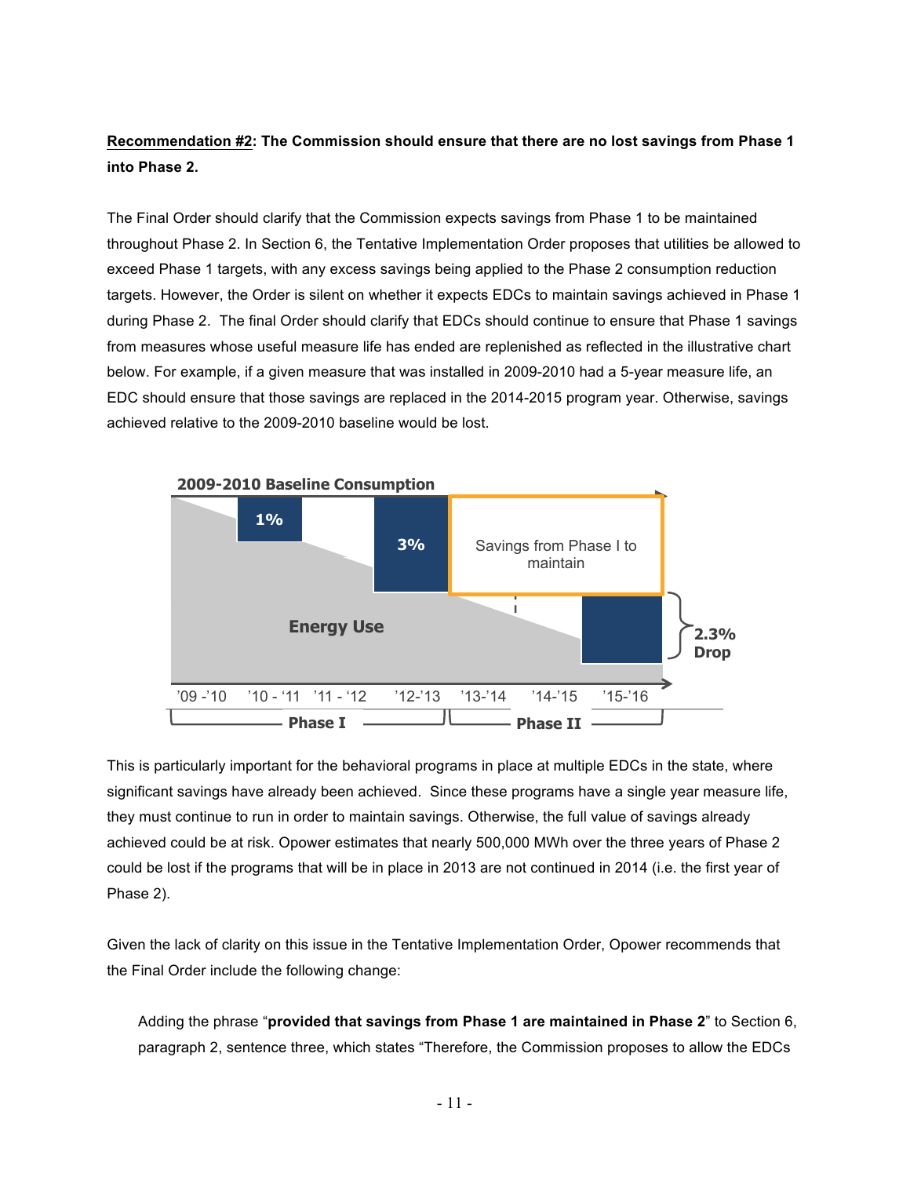**Recommendation #2: The Commission should ensure that there are no lost savings from Phase 1 into Phase 2.**

The Final Order should clarify that the Commission expects savings from Phase 1 to be maintained throughout Phase 2. In Section 6, the Tentative Implementation Order proposes that utilities be allowed to exceed Phase 1 targets, with any excess savings being applied to the Phase 2 consumption reduction targets. However, the Order is silent on whether it expects EDCs to maintain savings achieved in Phase 1 during Phase 2. The final Order should clarify that EDCs should continue to ensure that Phase 1 savings from measures whose useful measure life has ended are replenished as reflected in the illustrative chart below. For example, if a given measure that was installed in 2009-2010 had a 5-year measure life, an EDC should ensure that those savings are replaced in the 2014-2015 program year. Otherwise, savings achieved relative to the 2009-2010 baseline would be lost.

This is particularly important for the behavioral programs in place at multiple EDCs in the state, where significant savings have already been achieved. Since these programs have a single year measure life, they must continue to run in order to maintain savings. Otherwise, the full value of savings already achieved could be at risk. Opower estimates that nearly 500,000 MWh over the three years of Phase 2 could be lost if the programs that will be in place in 2013 are not continued in 2014 (i.e. the first year of Phase 2).

Given the lack of clarity on this issue in the Tentative Implementation Order, Opower recommends that the Final Order include the following change:

> Adding the phrase "**provided that savings from Phase 1 are maintained in Phase 2**" to Section 6, paragraph 2, sentence three, which states "Therefore, the Commission proposes to allow the EDCs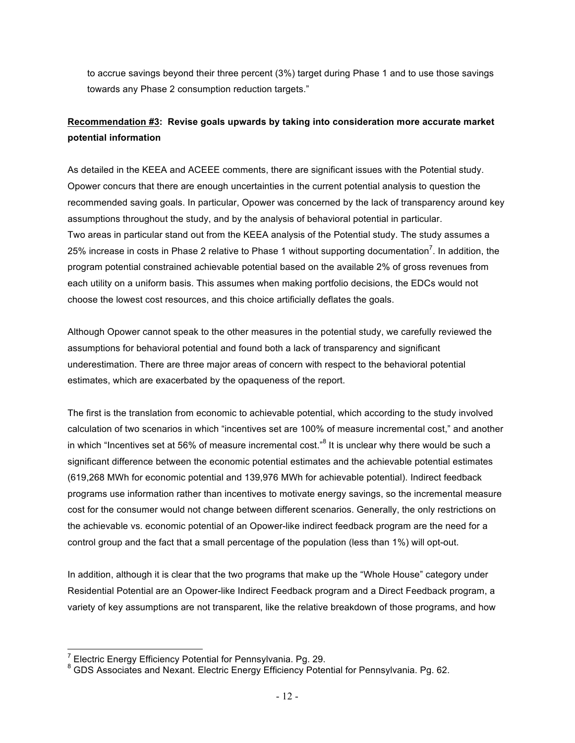to accrue savings beyond their three percent (3%) target during Phase 1 and to use those savings towards any Phase 2 consumption reduction targets."

**Recommendation #3: Revise goals upwards by taking into consideration more accurate market potential information**

As detailed in the KEEA and ACEEE comments, there are significant issues with the Potential study. Opower concurs that there are enough uncertainties in the current potential analysis to question the recommended saving goals. In particular, Opower was concerned by the lack of transparency around key assumptions throughout the study, and by the analysis of behavioral potential in particular.
Two areas in particular stand out from the KEEA analysis of the Potential study. The study assumes a 25% increase in costs in Phase 2 relative to Phase 1 without supporting documentation[7]. In addition, the program potential constrained achievable potential based on the available 2% of gross revenues from each utility on a uniform basis. This assumes when making portfolio decisions, the EDCs would not choose the lowest cost resources, and this choice artificially deflates the goals.

Although Opower cannot speak to the other measures in the potential study, we carefully reviewed the assumptions for behavioral potential and found both a lack of transparency and significant underestimation. There are three major areas of concern with respect to the behavioral potential estimates, which are exacerbated by the opaqueness of the report.

The first is the translation from economic to achievable potential, which according to the study involved calculation of two scenarios in which "incentives set are 100% of measure incremental cost," and another in which "Incentives set at 56% of measure incremental cost."[8] It is unclear why there would be such a significant difference between the economic potential estimates and the achievable potential estimates (619,268 MWh for economic potential and 139,976 MWh for achievable potential). Indirect feedback programs use information rather than incentives to motivate energy savings, so the incremental measure cost for the consumer would not change between different scenarios. Generally, the only restrictions on the achievable vs. economic potential of an Opower-like indirect feedback program are the need for a control group and the fact that a small percentage of the population (less than 1%) will opt-out.

In addition, although it is clear that the two programs that make up the "Whole House" category under Residential Potential are an Opower-like Indirect Feedback program and a Direct Feedback program, a variety of key assumptions are not transparent, like the relative breakdown of those programs, and how

---

[7] Electric Energy Efficiency Potential for Pennsylvania. Pg. 29.

[8] GDS Associates and Nexant. Electric Energy Efficiency Potential for Pennsylvania. Pg. 62.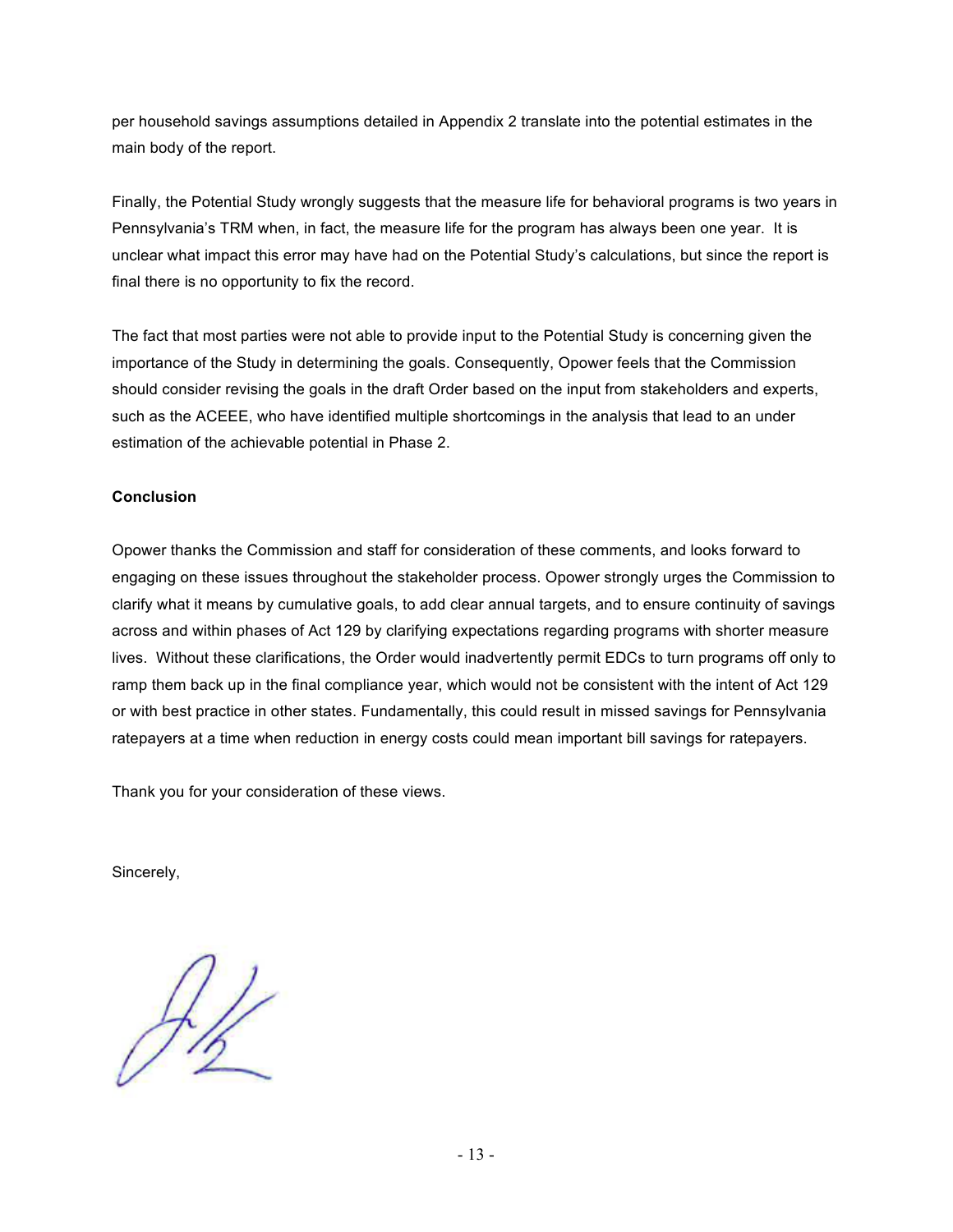per household savings assumptions detailed in Appendix 2 translate into the potential estimates in the main body of the report.

Finally, the Potential Study wrongly suggests that the measure life for behavioral programs is two years in Pennsylvania's TRM when, in fact, the measure life for the program has always been one year. It is unclear what impact this error may have had on the Potential Study's calculations, but since the report is final there is no opportunity to fix the record.

The fact that most parties were not able to provide input to the Potential Study is concerning given the importance of the Study in determining the goals. Consequently, Opower feels that the Commission should consider revising the goals in the draft Order based on the input from stakeholders and experts, such as the ACEEE, who have identified multiple shortcomings in the analysis that lead to an under estimation of the achievable potential in Phase 2.

**Conclusion**

Opower thanks the Commission and staff for consideration of these comments, and looks forward to engaging on these issues throughout the stakeholder process. Opower strongly urges the Commission to clarify what it means by cumulative goals, to add clear annual targets, and to ensure continuity of savings across and within phases of Act 129 by clarifying expectations regarding programs with shorter measure lives. Without these clarifications, the Order would inadvertently permit EDCs to turn programs off only to ramp them back up in the final compliance year, which would not be consistent with the intent of Act 129 or with best practice in other states. Fundamentally, this could result in missed savings for Pennsylvania ratepayers at a time when reduction in energy costs could mean important bill savings for ratepayers.

Thank you for your consideration of these views.

Sincerely,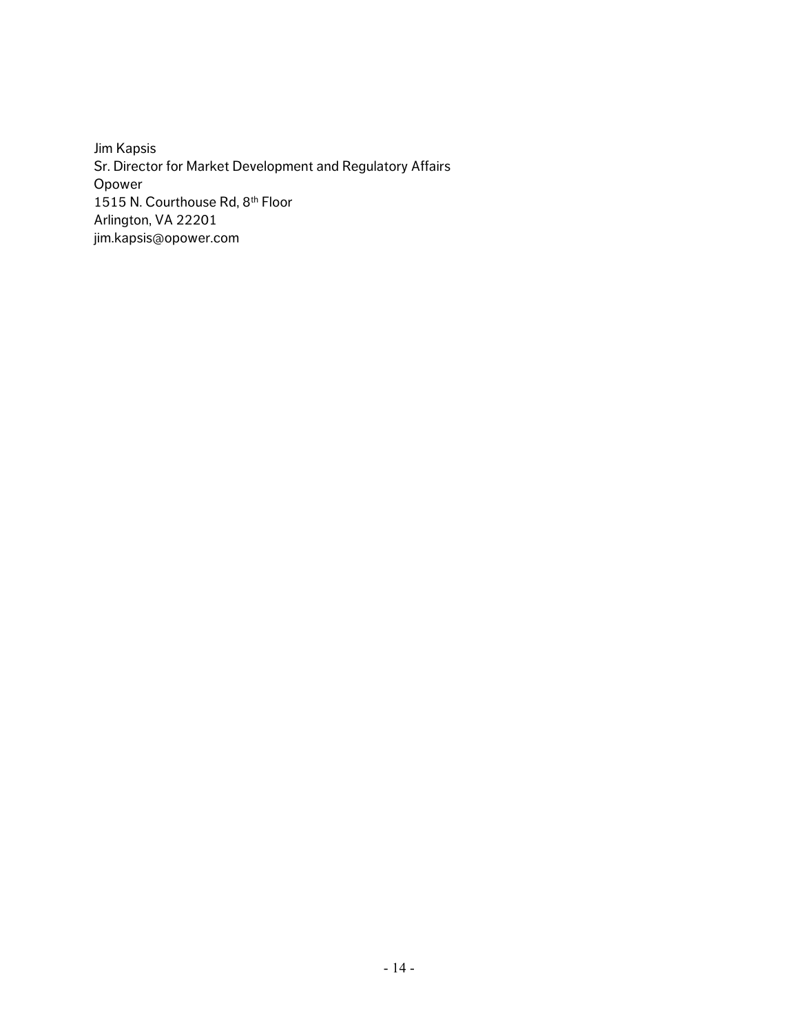Jim Kapsis
Sr. Director for Market Development and Regulatory Affairs
Opower
1515 N. Courthouse Rd, 8th Floor
Arlington, VA 22201
jim.kapsis@opower.com